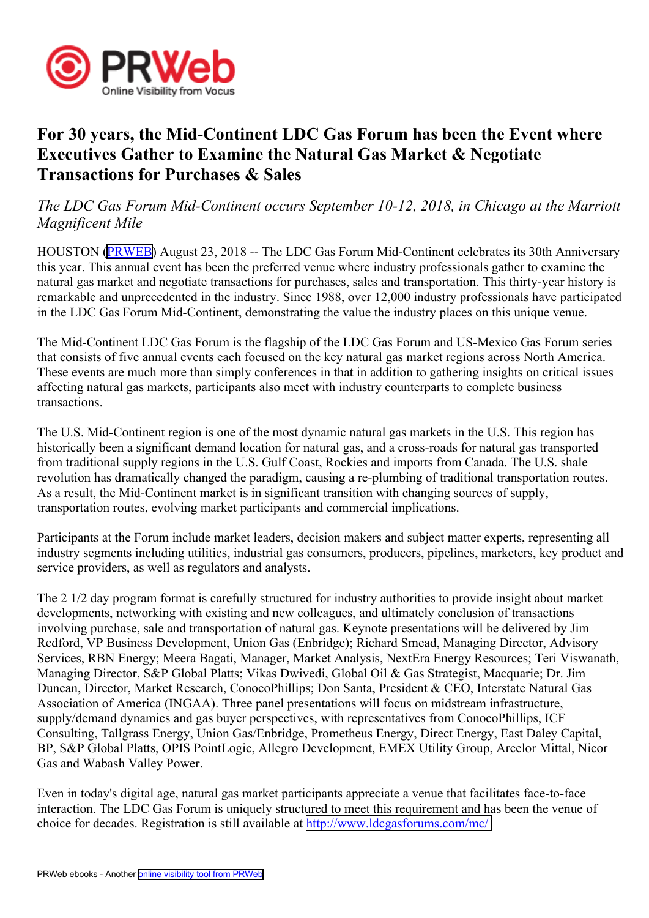# For 30 years, the Mid-Continent LDC Gas Forum has been the Event where Executives Gather to Examine the Natural Gas Market & Negotiate Transactions for Purchases & Sales

*The LDC Gas Forum Mid-Continent occurs September 10-12, 2018, in Chicago at the Marriott Magnificent Mile*

HOUSTON (PRWEB) August 23, 2018 -- The LDC Gas Forum Mid-Continent celebrates its 30th Anniversary this year. This annual event has been the preferred venue where industry professionals gather to examine the natural gas market and negotiate transactions for purchases, sales and transportation. This thirty-year history is remarkable and unprecedented in the industry. Since 1988, over 12,000 industry professionals have participated in the LDC Gas Forum Mid-Continent, demonstrating the value the industry places on this unique venue.

The Mid-Continent LDC Gas Forum is the flagship of the LDC Gas Forum and US-Mexico Gas Forum series that consists of five annual events each focused on the key natural gas market regions across North America. These events are much more than simply conferences in that in addition to gathering insights on critical issues affecting natural gas markets, participants also meet with industry counterparts to complete business transactions.

The U.S. Mid-Continent region is one of the most dynamic natural gas markets in the U.S. This region has historically been a significant demand location for natural gas, and a cross-roads for natural gas transported from traditional supply regions in the U.S. Gulf Coast, Rockies and imports from Canada. The U.S. shale revolution has dramatically changed the paradigm, causing a re-plumbing of traditional transportation routes. As a result, the Mid-Continent market is in significant transition with changing sources of supply, transportation routes, evolving market participants and commercial implications.

Participants at the Forum include market leaders, decision makers and subject matter experts, representing all industry segments including utilities, industrial gas consumers, producers, pipelines, marketers, key product and service providers, as well as regulators and analysts.

The 2 1/2 day program format is carefully structured for industry authorities to provide insight about market developments, networking with existing and new colleagues, and ultimately conclusion of transactions involving purchase, sale and transportation of natural gas. Keynote presentations will be delivered by Jim Redford, VP Business Development, Union Gas (Enbridge); Richard Smead, Managing Director, Advisory Services, RBN Energy; Meera Bagati, Manager, Market Analysis, NextEra Energy Resources; Teri Viswanath, Managing Director, S&P Global Platts; Vikas Dwivedi, Global Oil & Gas Strategist, Macquarie; Dr. Jim Duncan, Director, Market Research, ConocoPhillips; Don Santa, President & CEO, Interstate Natural Gas Association of America (INGAA). Three panel presentations will focus on midstream infrastructure, supply/demand dynamics and gas buyer perspectives, with representatives from ConocoPhillips, ICF Consulting, Tallgrass Energy, Union Gas/Enbridge, Prometheus Energy, Direct Energy, East Daley Capital, BP, S&P Global Platts, OPIS PointLogic, Allegro Development, EMEX Utility Group, Arcelor Mittal, Nicor Gas and Wabash Valley Power.

Even in today's digital age, natural gas market participants appreciate a venue that facilitates face-to-face interaction. The LDC Gas Forum is uniquely structured to meet this requirement and has been the venue of choice for decades. Registration is still available at http://www.ldcgasforums.com/mc/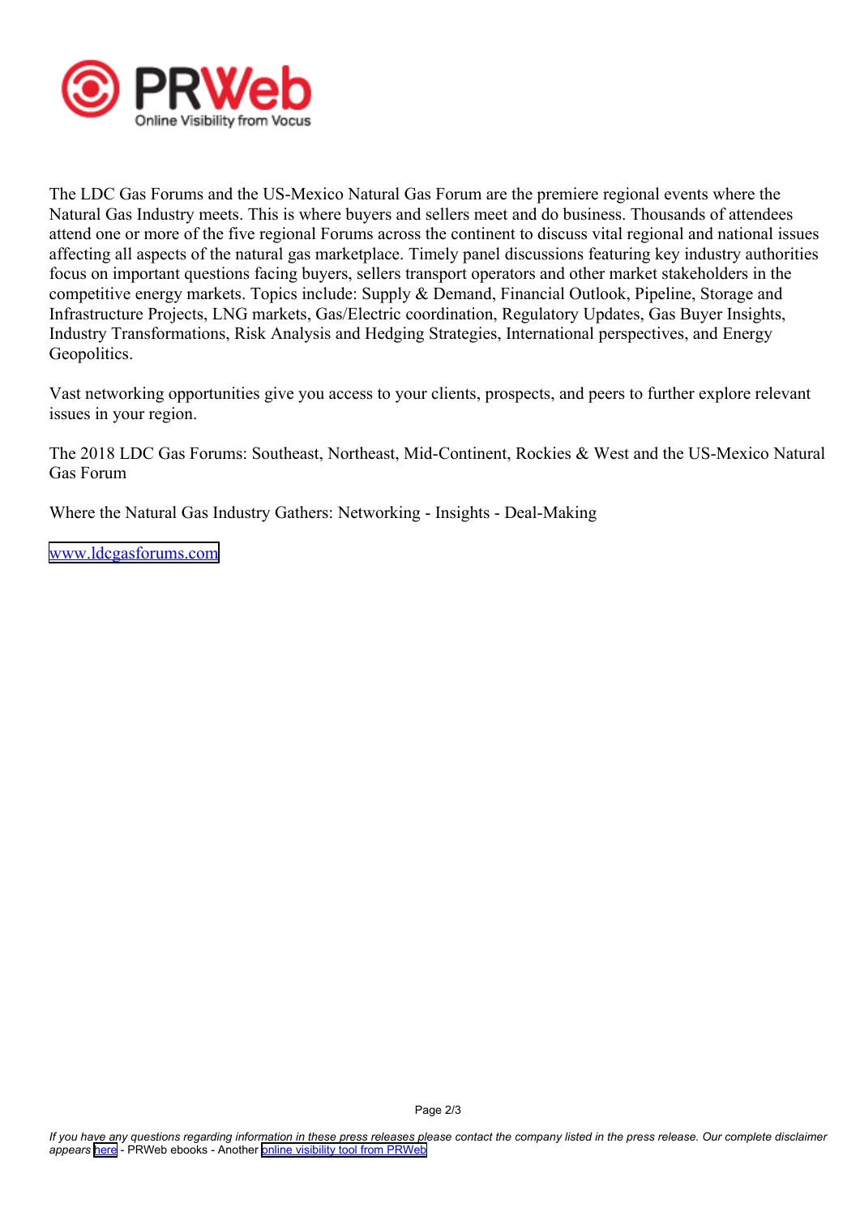The LDC Gas Forums and the US-Mexico Natural Gas Forum are the premiere regional events where the Natural Gas Industry meets. This is where buyers and sellers meet and do business. Thousands of attendees attend one or more of the five regional Forums across the continent to discuss vital regional and national issues affecting all aspects of the natural gas marketplace. Timely panel discussions featuring key industry authorities focus on important questions facing buyers, sellers transport operators and other market stakeholders in the competitive energy markets. Topics include: Supply & Demand, Financial Outlook, Pipeline, Storage and Infrastructure Projects, LNG markets, Gas/Electric coordination, Regulatory Updates, Gas Buyer Insights, Industry Transformations, Risk Analysis and Hedging Strategies, International perspectives, and Energy Geopolitics.

Vast networking opportunities give you access to your clients, prospects, and peers to further explore relevant issues in your region.

The 2018 LDC Gas Forums: Southeast, Northeast, Mid-Continent, Rockies & West and the US-Mexico Natural Gas Forum

Where the Natural Gas Industry Gathers: Networking - Insights - Deal-Making

www.ldcgasforums.com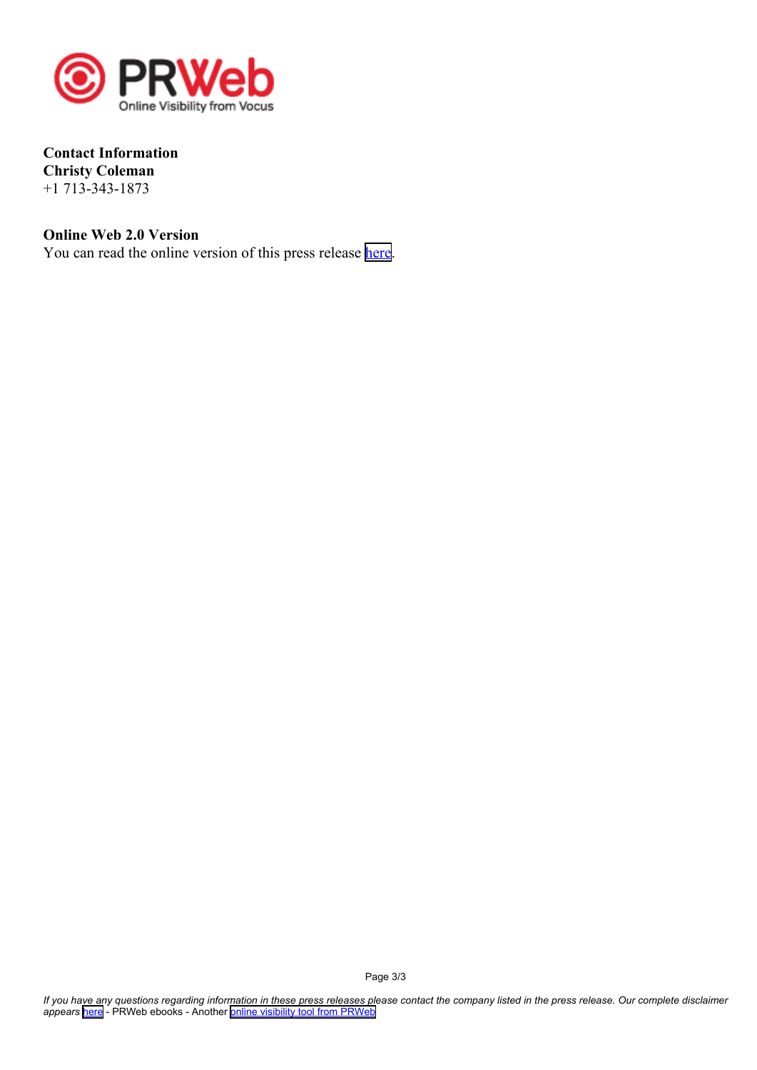**Contact Information**
**Christy Coleman**
+1 713-343-1873

**Online Web 2.0 Version**
You can read the online version of this press release here.

*If you have any questions regarding information in these press releases please contact the company listed in the press release. Our complete disclaimer appears here* - PRWeb ebooks - Another online visibility tool from PRWeb